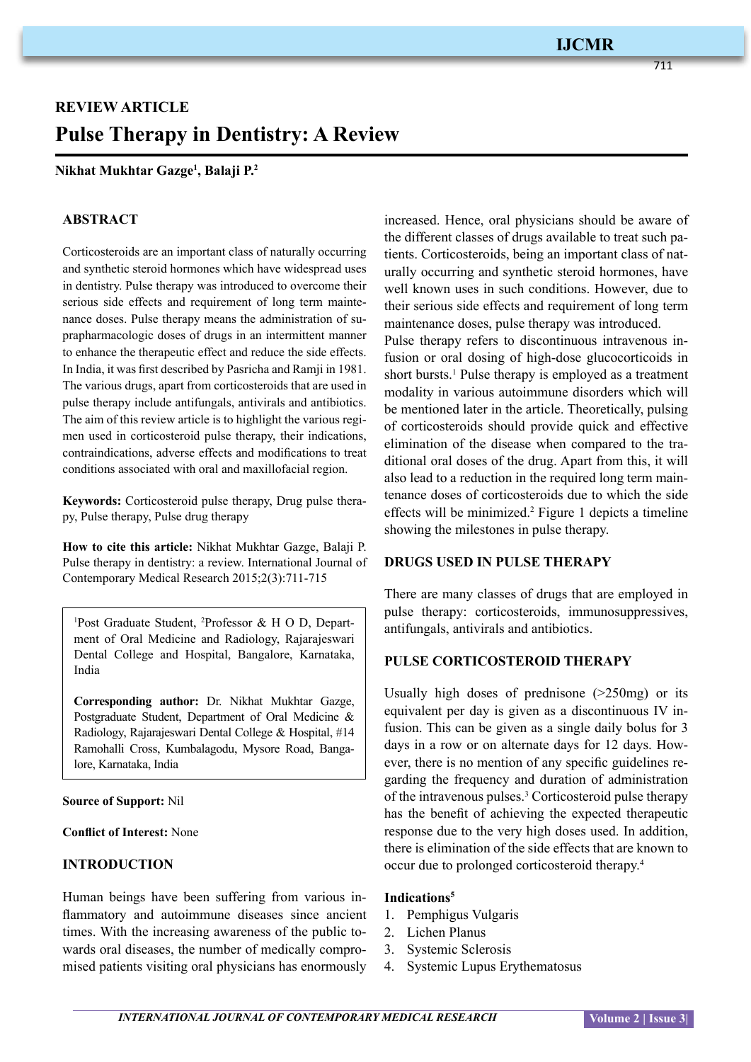REVIEW ARTICLE

# Pulse Therapy in Dentistry: A Review

**Nikhat Mukhtar Gazge[1], Balaji P.[2]**

## ABSTRACT

Corticosteroids are an important class of naturally occurring and synthetic steroid hormones which have widespread uses in dentistry. Pulse therapy was introduced to overcome their serious side effects and requirement of long term maintenance doses. Pulse therapy means the administration of suprapharmacologic doses of drugs in an intermittent manner to enhance the therapeutic effect and reduce the side effects. In India, it was first described by Pasricha and Ramji in 1981. The various drugs, apart from corticosteroids that are used in pulse therapy include antifungals, antivirals and antibiotics. The aim of this review article is to highlight the various regimen used in corticosteroid pulse therapy, their indications, contraindications, adverse effects and modifications to treat conditions associated with oral and maxillofacial region.

**Keywords:** Corticosteroid pulse therapy, Drug pulse therapy, Pulse therapy, Pulse drug therapy

**How to cite this article:** Nikhat Mukhtar Gazge, Balaji P. Pulse therapy in dentistry: a review. International Journal of Contemporary Medical Research 2015;2(3):711-715

[1]Post Graduate Student, [2]Professor & H O D, Department of Oral Medicine and Radiology, Rajarajeswari Dental College and Hospital, Bangalore, Karnataka, India

**Corresponding author:** Dr. Nikhat Mukhtar Gazge, Postgraduate Student, Department of Oral Medicine & Radiology, Rajarajeswari Dental College & Hospital, #14 Ramohalli Cross, Kumbalagodu, Mysore Road, Bangalore, Karnataka, India

**Source of Support:** Nil

**Conflict of Interest:** None

## INTRODUCTION

Human beings have been suffering from various inflammatory and autoimmune diseases since ancient times. With the increasing awareness of the public towards oral diseases, the number of medically compromised patients visiting oral physicians has enormously increased. Hence, oral physicians should be aware of the different classes of drugs available to treat such patients. Corticosteroids, being an important class of naturally occurring and synthetic steroid hormones, have well known uses in such conditions. However, due to their serious side effects and requirement of long term maintenance doses, pulse therapy was introduced.

Pulse therapy refers to discontinuous intravenous infusion or oral dosing of high-dose glucocorticoids in short bursts.[1] Pulse therapy is employed as a treatment modality in various autoimmune disorders which will be mentioned later in the article. Theoretically, pulsing of corticosteroids should provide quick and effective elimination of the disease when compared to the traditional oral doses of the drug. Apart from this, it will also lead to a reduction in the required long term maintenance doses of corticosteroids due to which the side effects will be minimized.[2] Figure 1 depicts a timeline showing the milestones in pulse therapy.

## DRUGS USED IN PULSE THERAPY

There are many classes of drugs that are employed in pulse therapy: corticosteroids, immunosuppressives, antifungals, antivirals and antibiotics.

## PULSE CORTICOSTEROID THERAPY

Usually high doses of prednisone (>250mg) or its equivalent per day is given as a discontinuous IV infusion. This can be given as a single daily bolus for 3 days in a row or on alternate days for 12 days. However, there is no mention of any specific guidelines regarding the frequency and duration of administration of the intravenous pulses.[3] Corticosteroid pulse therapy has the benefit of achieving the expected therapeutic response due to the very high doses used. In addition, there is elimination of the side effects that are known to occur due to prolonged corticosteroid therapy.[4]

**Indications[5]**

1. Pemphigus Vulgaris
2. Lichen Planus
3. Systemic Sclerosis
4. Systemic Lupus Erythematosus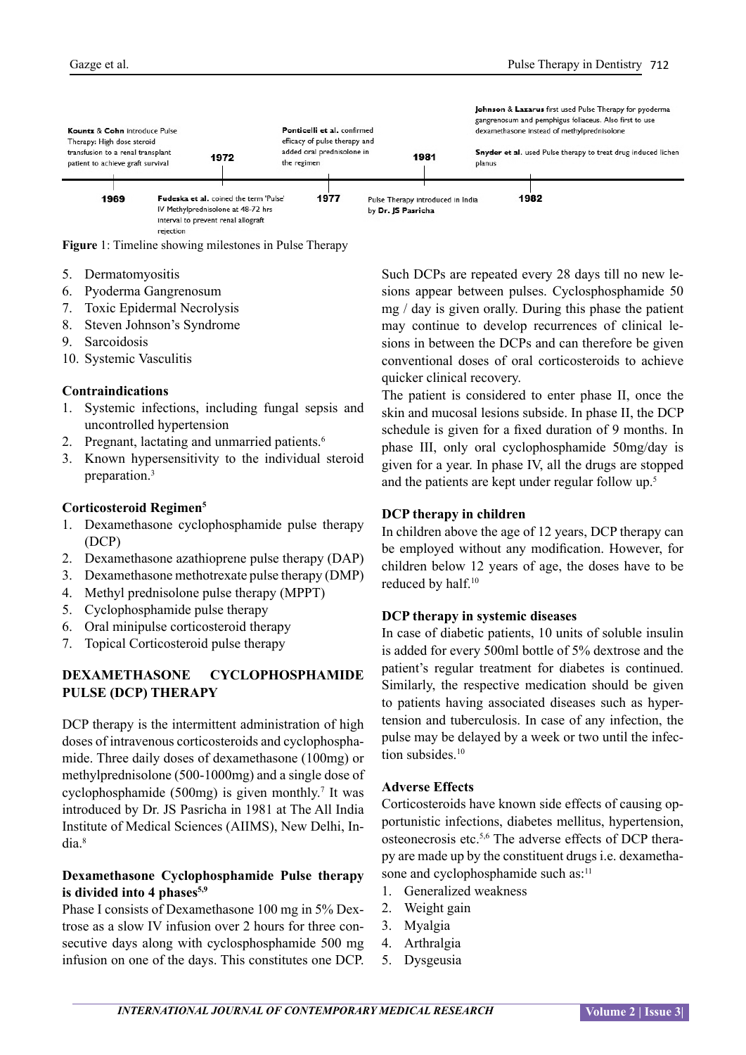Kountz & Cohn introduce Pulse Therapy: High dose steroid transfusion to a renal transplant patient to achieve graft survival

1969

Fudeska et al. coined the term 'Pulse' IV Methylprednisolone at 48-72 hrs interval to prevent renal allograft rejection

1972

Ponticelli et al. confirmed efficacy of pulse therapy and added oral prednisolone in the regimen

1977

Pulse Therapy introduced in India by Dr. JS Pasricha

1981

Johnson & Lazarus first used Pulse Therapy for pyoderma gangrenosum and pemphigus foliaceus. Also first to use dexamethasone instead of methylprednisolone

Snyder et al. used Pulse therapy to treat drug induced lichen planus

1982

**Figure** 1: Timeline showing milestones in Pulse Therapy

5. Dermatomyositis
6. Pyoderma Gangrenosum
7. Toxic Epidermal Necrolysis
8. Steven Johnson's Syndrome
9. Sarcoidosis
10. Systemic Vasculitis

### Contraindications

1. Systemic infections, including fungal sepsis and uncontrolled hypertension
2. Pregnant, lactating and unmarried patients.[6]
3. Known hypersensitivity to the individual steroid preparation.[3]

### Corticosteroid Regimen[5]

1. Dexamethasone cyclophosphamide pulse therapy (DCP)
2. Dexamethasone azathioprene pulse therapy (DAP)
3. Dexamethasone methotrexate pulse therapy (DMP)
4. Methyl prednisolone pulse therapy (MPPT)
5. Cyclophosphamide pulse therapy
6. Oral minipulse corticosteroid therapy
7. Topical Corticosteroid pulse therapy

## DEXAMETHASONE CYCLOPHOSPHAMIDE PULSE (DCP) THERAPY

DCP therapy is the intermittent administration of high doses of intravenous corticosteroids and cyclophosphamide. Three daily doses of dexamethasone (100mg) or methylprednisolone (500-1000mg) and a single dose of cyclophosphamide (500mg) is given monthly.[7] It was introduced by Dr. JS Pasricha in 1981 at The All India Institute of Medical Sciences (AIIMS), New Delhi, India.[8]

### Dexamethasone Cyclophosphamide Pulse therapy is divided into 4 phases[5,9]

Phase I consists of Dexamethasone 100 mg in 5% Dextrose as a slow IV infusion over 2 hours for three consecutive days along with cyclosphosphamide 500 mg infusion on one of the days. This constitutes one DCP. Such DCPs are repeated every 28 days till no new lesions appear between pulses. Cyclosphosphamide 50 mg / day is given orally. During this phase the patient may continue to develop recurrences of clinical lesions in between the DCPs and can therefore be given conventional doses of oral corticosteroids to achieve quicker clinical recovery.

The patient is considered to enter phase II, once the skin and mucosal lesions subside. In phase II, the DCP schedule is given for a fixed duration of 9 months. In phase III, only oral cyclophosphamide 50mg/day is given for a year. In phase IV, all the drugs are stopped and the patients are kept under regular follow up.[5]

### DCP therapy in children

In children above the age of 12 years, DCP therapy can be employed without any modification. However, for children below 12 years of age, the doses have to be reduced by half.[10]

### DCP therapy in systemic diseases

In case of diabetic patients, 10 units of soluble insulin is added for every 500ml bottle of 5% dextrose and the patient's regular treatment for diabetes is continued. Similarly, the respective medication should be given to patients having associated diseases such as hypertension and tuberculosis. In case of any infection, the pulse may be delayed by a week or two until the infection subsides.[10]

### Adverse Effects

Corticosteroids have known side effects of causing opportunistic infections, diabetes mellitus, hypertension, osteonecrosis etc.[5,6] The adverse effects of DCP therapy are made up by the constituent drugs i.e. dexamethasone and cyclophosphamide such as:[11]

1. Generalized weakness
2. Weight gain
3. Myalgia
4. Arthralgia
5. Dysgeusia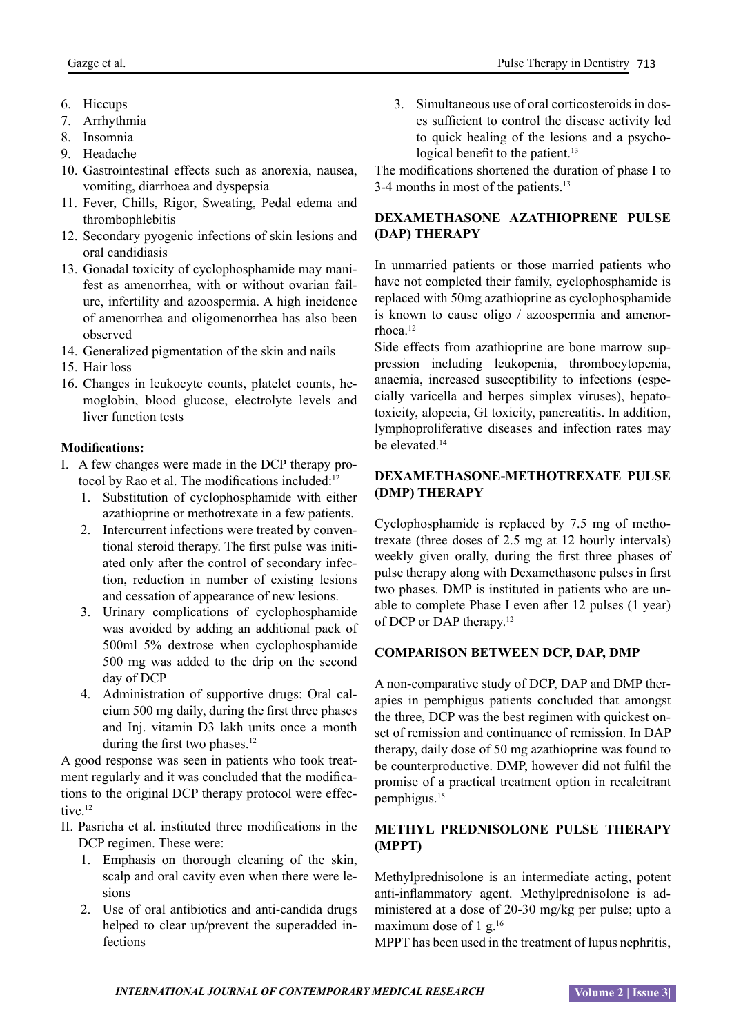6. Hiccups
7. Arrhythmia
8. Insomnia
9. Headache
10. Gastrointestinal effects such as anorexia, nausea, vomiting, diarrhoea and dyspepsia
11. Fever, Chills, Rigor, Sweating, Pedal edema and thrombophlebitis
12. Secondary pyogenic infections of skin lesions and oral candidiasis
13. Gonadal toxicity of cyclophosphamide may manifest as amenorrhea, with or without ovarian failure, infertility and azoospermia. A high incidence of amenorrhea and oligomenorrhea has also been observed
14. Generalized pigmentation of the skin and nails
15. Hair loss
16. Changes in leukocyte counts, platelet counts, hemoglobin, blood glucose, electrolyte levels and liver function tests

**Modifications:**

I. A few changes were made in the DCP therapy protocol by Rao et al. The modifications included:[12]
   1. Substitution of cyclophosphamide with either azathioprine or methotrexate in a few patients.
   2. Intercurrent infections were treated by conventional steroid therapy. The first pulse was initiated only after the control of secondary infection, reduction in number of existing lesions and cessation of appearance of new lesions.
   3. Urinary complications of cyclophosphamide was avoided by adding an additional pack of 500ml 5% dextrose when cyclophosphamide 500 mg was added to the drip on the second day of DCP
   4. Administration of supportive drugs: Oral calcium 500 mg daily, during the first three phases and Inj. vitamin D3 lakh units once a month during the first two phases.[12]

A good response was seen in patients who took treatment regularly and it was concluded that the modifications to the original DCP therapy protocol were effective.[12]

II. Pasricha et al. instituted three modifications in the DCP regimen. These were:
   1. Emphasis on thorough cleaning of the skin, scalp and oral cavity even when there were lesions
   2. Use of oral antibiotics and anti-candida drugs helped to clear up/prevent the superadded infections
   3. Simultaneous use of oral corticosteroids in doses sufficient to control the disease activity led to quick healing of the lesions and a psychological benefit to the patient.[13]

The modifications shortened the duration of phase I to 3-4 months in most of the patients.[13]

## DEXAMETHASONE AZATHIOPRENE PULSE (DAP) THERAPY

In unmarried patients or those married patients who have not completed their family, cyclophosphamide is replaced with 50mg azathioprine as cyclophosphamide is known to cause oligo / azoospermia and amenorrhoea.[12]

Side effects from azathioprine are bone marrow suppression including leukopenia, thrombocytopenia, anaemia, increased susceptibility to infections (especially varicella and herpes simplex viruses), hepatotoxicity, alopecia, GI toxicity, pancreatitis. In addition, lymphoproliferative diseases and infection rates may be elevated.[14]

## DEXAMETHASONE-METHOTREXATE PULSE (DMP) THERAPY

Cyclophosphamide is replaced by 7.5 mg of methotrexate (three doses of 2.5 mg at 12 hourly intervals) weekly given orally, during the first three phases of pulse therapy along with Dexamethasone pulses in first two phases. DMP is instituted in patients who are unable to complete Phase I even after 12 pulses (1 year) of DCP or DAP therapy.[12]

## COMPARISON BETWEEN DCP, DAP, DMP

A non-comparative study of DCP, DAP and DMP therapies in pemphigus patients concluded that amongst the three, DCP was the best regimen with quickest onset of remission and continuance of remission. In DAP therapy, daily dose of 50 mg azathioprine was found to be counterproductive. DMP, however did not fulfil the promise of a practical treatment option in recalcitrant pemphigus.[15]

## METHYL PREDNISOLONE PULSE THERAPY (MPPT)

Methylprednisolone is an intermediate acting, potent anti-inflammatory agent. Methylprednisolone is administered at a dose of 20-30 mg/kg per pulse; upto a maximum dose of 1 g.[16]

MPPT has been used in the treatment of lupus nephritis,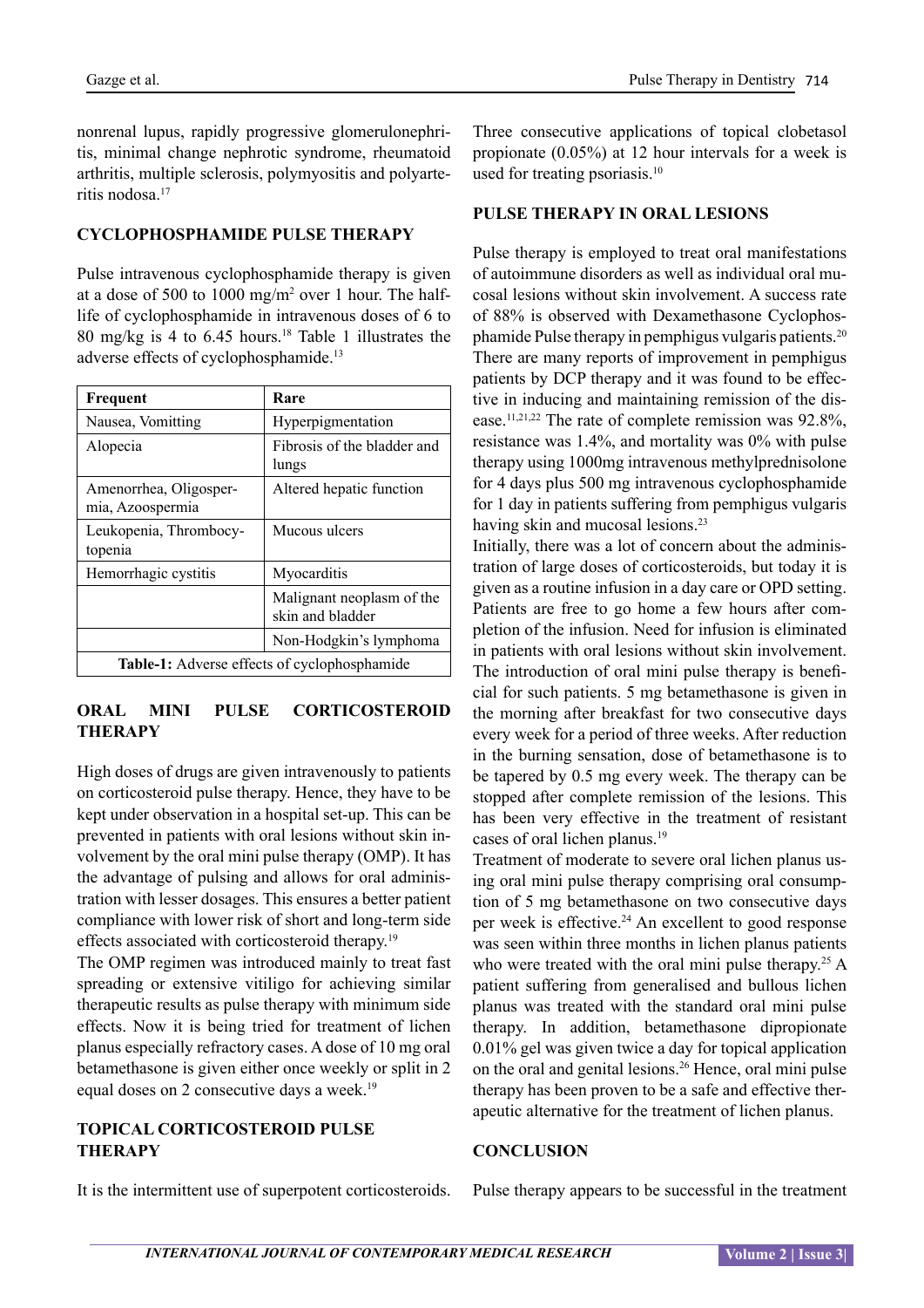nonrenal lupus, rapidly progressive glomerulonephritis, minimal change nephrotic syndrome, rheumatoid arthritis, multiple sclerosis, polymyositis and polyarteritis nodosa.[17]

## CYCLOPHOSPHAMIDE PULSE THERAPY

Pulse intravenous cyclophosphamide therapy is given at a dose of 500 to 1000 mg/m$^2$ over 1 hour. The half-life of cyclophosphamide in intravenous doses of 6 to 80 mg/kg is 4 to 6.45 hours.[18] Table 1 illustrates the adverse effects of cyclophosphamide.[13]

| Frequent | Rare |
|---|---|
| Nausea, Vomitting | Hyperpigmentation |
| Alopecia | Fibrosis of the bladder and lungs |
| Amenorrhea, Oligospermia, Azoospermia | Altered hepatic function |
| Leukopenia, Thrombocytopenia | Mucous ulcers |
| Hemorrhagic cystitis | Myocarditis |
| | Malignant neoplasm of the skin and bladder |
| | Non-Hodgkin's lymphoma |

**Table-1:** Adverse effects of cyclophosphamide

## ORAL MINI PULSE CORTICOSTEROID THERAPY

High doses of drugs are given intravenously to patients on corticosteroid pulse therapy. Hence, they have to be kept under observation in a hospital set-up. This can be prevented in patients with oral lesions without skin involvement by the oral mini pulse therapy (OMP). It has the advantage of pulsing and allows for oral administration with lesser dosages. This ensures a better patient compliance with lower risk of short and long-term side effects associated with corticosteroid therapy.[19]

The OMP regimen was introduced mainly to treat fast spreading or extensive vitiligo for achieving similar therapeutic results as pulse therapy with minimum side effects. Now it is being tried for treatment of lichen planus especially refractory cases. A dose of 10 mg oral betamethasone is given either once weekly or split in 2 equal doses on 2 consecutive days a week.[19]

## TOPICAL CORTICOSTEROID PULSE THERAPY

It is the intermittent use of superpotent corticosteroids. Three consecutive applications of topical clobetasol propionate (0.05%) at 12 hour intervals for a week is used for treating psoriasis.[10]

## PULSE THERAPY IN ORAL LESIONS

Pulse therapy is employed to treat oral manifestations of autoimmune disorders as well as individual oral mucosal lesions without skin involvement. A success rate of 88% is observed with Dexamethasone Cyclophosphamide Pulse therapy in pemphigus vulgaris patients.[20] There are many reports of improvement in pemphigus patients by DCP therapy and it was found to be effective in inducing and maintaining remission of the disease.[11,21,22] The rate of complete remission was 92.8%, resistance was 1.4%, and mortality was 0% with pulse therapy using 1000mg intravenous methylprednisolone for 4 days plus 500 mg intravenous cyclophosphamide for 1 day in patients suffering from pemphigus vulgaris having skin and mucosal lesions.[23]

Initially, there was a lot of concern about the administration of large doses of corticosteroids, but today it is given as a routine infusion in a day care or OPD setting. Patients are free to go home a few hours after completion of the infusion. Need for infusion is eliminated in patients with oral lesions without skin involvement. The introduction of oral mini pulse therapy is beneficial for such patients. 5 mg betamethasone is given in the morning after breakfast for two consecutive days every week for a period of three weeks. After reduction in the burning sensation, dose of betamethasone is to be tapered by 0.5 mg every week. The therapy can be stopped after complete remission of the lesions. This has been very effective in the treatment of resistant cases of oral lichen planus.[19]

Treatment of moderate to severe oral lichen planus using oral mini pulse therapy comprising oral consumption of 5 mg betamethasone on two consecutive days per week is effective.[24] An excellent to good response was seen within three months in lichen planus patients who were treated with the oral mini pulse therapy.[25] A patient suffering from generalised and bullous lichen planus was treated with the standard oral mini pulse therapy. In addition, betamethasone dipropionate 0.01% gel was given twice a day for topical application on the oral and genital lesions.[26] Hence, oral mini pulse therapy has been proven to be a safe and effective therapeutic alternative for the treatment of lichen planus.

## CONCLUSION

Pulse therapy appears to be successful in the treatment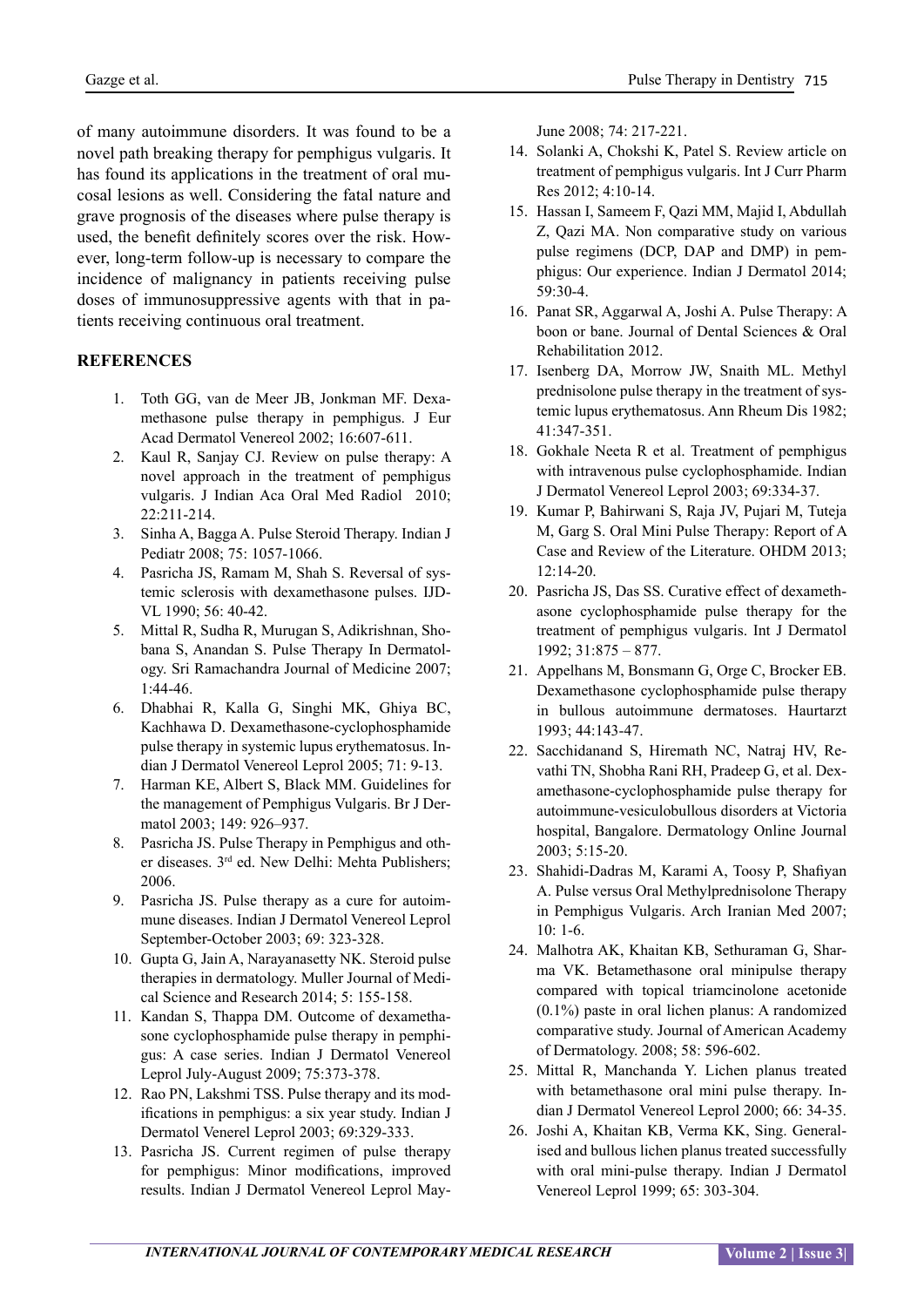of many autoimmune disorders. It was found to be a novel path breaking therapy for pemphigus vulgaris. It has found its applications in the treatment of oral mucosal lesions as well. Considering the fatal nature and grave prognosis of the diseases where pulse therapy is used, the benefit definitely scores over the risk. However, long-term follow-up is necessary to compare the incidence of malignancy in patients receiving pulse doses of immunosuppressive agents with that in patients receiving continuous oral treatment.

## REFERENCES

1. Toth GG, van de Meer JB, Jonkman MF. Dexamethasone pulse therapy in pemphigus. J Eur Acad Dermatol Venereol 2002; 16:607-611.
2. Kaul R, Sanjay CJ. Review on pulse therapy: A novel approach in the treatment of pemphigus vulgaris. J Indian Aca Oral Med Radiol 2010; 22:211-214.
3. Sinha A, Bagga A. Pulse Steroid Therapy. Indian J Pediatr 2008; 75: 1057-1066.
4. Pasricha JS, Ramam M, Shah S. Reversal of systemic sclerosis with dexamethasone pulses. IJDVL 1990; 56: 40-42.
5. Mittal R, Sudha R, Murugan S, Adikrishnan, Shobana S, Anandan S. Pulse Therapy In Dermatology. Sri Ramachandra Journal of Medicine 2007; 1:44-46.
6. Dhabhai R, Kalla G, Singhi MK, Ghiya BC, Kachhawa D. Dexamethasone-cyclophosphamide pulse therapy in systemic lupus erythematosus. Indian J Dermatol Venereol Leprol 2005; 71: 9-13.
7. Harman KE, Albert S, Black MM. Guidelines for the management of Pemphigus Vulgaris. Br J Dermatol 2003; 149: 926–937.
8. Pasricha JS. Pulse Therapy in Pemphigus and other diseases. 3rd ed. New Delhi: Mehta Publishers; 2006.
9. Pasricha JS. Pulse therapy as a cure for autoimmune diseases. Indian J Dermatol Venereol Leprol September-October 2003; 69: 323-328.
10. Gupta G, Jain A, Narayanasetty NK. Steroid pulse therapies in dermatology. Muller Journal of Medical Science and Research 2014; 5: 155-158.
11. Kandan S, Thappa DM. Outcome of dexamethasone cyclophosphamide pulse therapy in pemphigus: A case series. Indian J Dermatol Venereol Leprol July-August 2009; 75:373-378.
12. Rao PN, Lakshmi TSS. Pulse therapy and its modifications in pemphigus: a six year study. Indian J Dermatol Venerel Leprol 2003; 69:329-333.
13. Pasricha JS. Current regimen of pulse therapy for pemphigus: Minor modifications, improved results. Indian J Dermatol Venereol Leprol May-June 2008; 74: 217-221.
14. Solanki A, Chokshi K, Patel S. Review article on treatment of pemphigus vulgaris. Int J Curr Pharm Res 2012; 4:10-14.
15. Hassan I, Sameem F, Qazi MM, Majid I, Abdullah Z, Qazi MA. Non comparative study on various pulse regimens (DCP, DAP and DMP) in pemphigus: Our experience. Indian J Dermatol 2014; 59:30-4.
16. Panat SR, Aggarwal A, Joshi A. Pulse Therapy: A boon or bane. Journal of Dental Sciences & Oral Rehabilitation 2012.
17. Isenberg DA, Morrow JW, Snaith ML. Methyl prednisolone pulse therapy in the treatment of systemic lupus erythematosus. Ann Rheum Dis 1982; 41:347-351.
18. Gokhale Neeta R et al. Treatment of pemphigus with intravenous pulse cyclophosphamide. Indian J Dermatol Venereol Leprol 2003; 69:334-37.
19. Kumar P, Bahirwani S, Raja JV, Pujari M, Tuteja M, Garg S. Oral Mini Pulse Therapy: Report of A Case and Review of the Literature. OHDM 2013; 12:14-20.
20. Pasricha JS, Das SS. Curative effect of dexamethasone cyclophosphamide pulse therapy for the treatment of pemphigus vulgaris. Int J Dermatol 1992; 31:875 – 877.
21. Appelhans M, Bonsmann G, Orge C, Brocker EB. Dexamethasone cyclophosphamide pulse therapy in bullous autoimmune dermatoses. Haurtarzt 1993; 44:143-47.
22. Sacchidanand S, Hiremath NC, Natraj HV, Revathi TN, Shobha Rani RH, Pradeep G, et al. Dexamethasone-cyclophosphamide pulse therapy for autoimmune-vesiculobullous disorders at Victoria hospital, Bangalore. Dermatology Online Journal 2003; 5:15-20.
23. Shahidi-Dadras M, Karami A, Toosy P, Shafiyan A. Pulse versus Oral Methylprednisolone Therapy in Pemphigus Vulgaris. Arch Iranian Med 2007; 10: 1-6.
24. Malhotra AK, Khaitan KB, Sethuraman G, Sharma VK. Betamethasone oral minipulse therapy compared with topical triamcinolone acetonide (0.1%) paste in oral lichen planus: A randomized comparative study. Journal of American Academy of Dermatology. 2008; 58: 596-602.
25. Mittal R, Manchanda Y. Lichen planus treated with betamethasone oral mini pulse therapy. Indian J Dermatol Venereol Leprol 2000; 66: 34-35.
26. Joshi A, Khaitan KB, Verma KK, Sing. Generalised and bullous lichen planus treated successfully with oral mini-pulse therapy. Indian J Dermatol Venereol Leprol 1999; 65: 303-304.